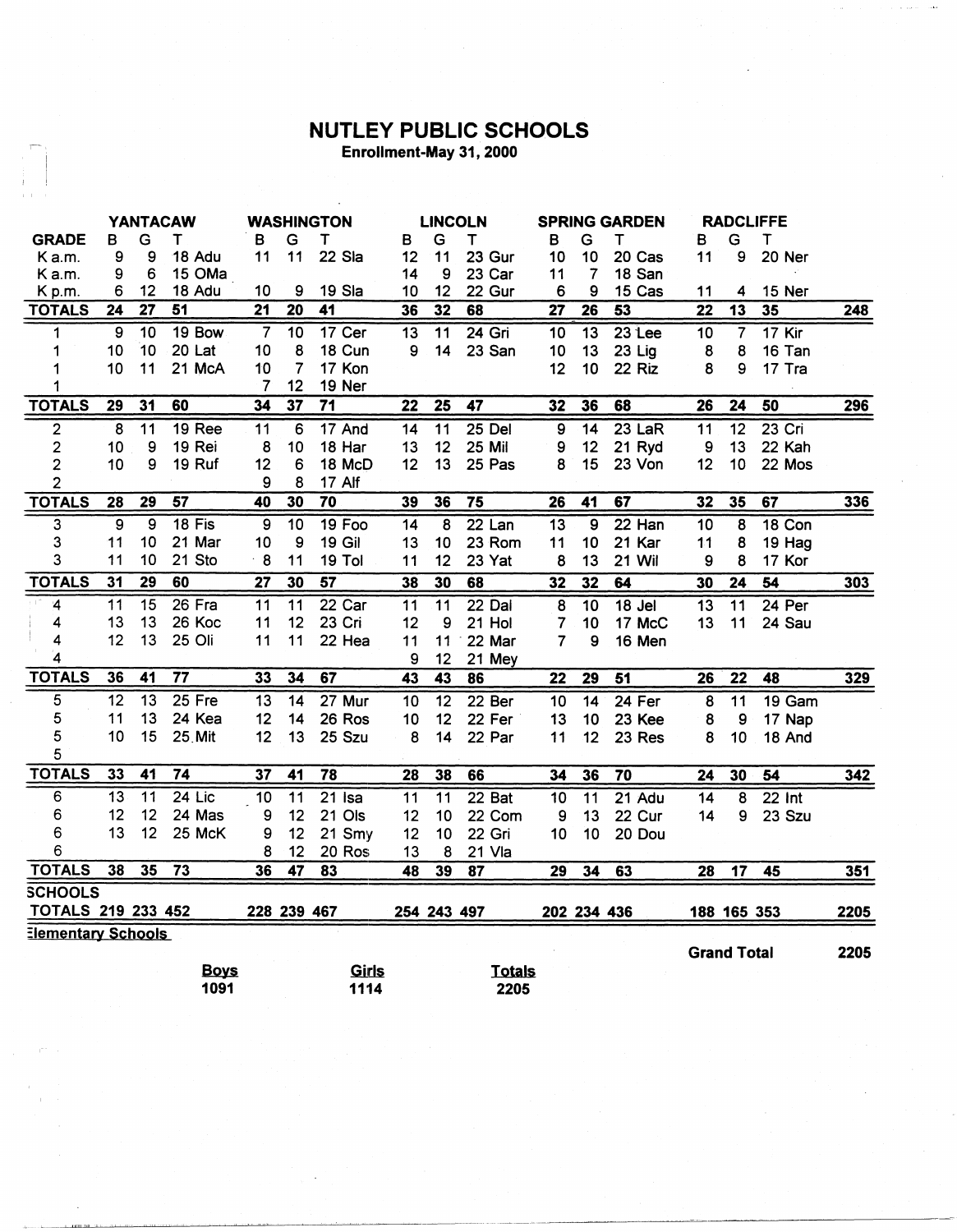# NUTLEY PUBLIC SCHOOLS

**Enrollment-May 31, 2000**

| | YANTACAW | | | WASHINGTON | | | LINCOLN | | | SPRING GARDEN | | | RADCLIFFE | | | |
|---|---|---|---|---|---|---|---|---|---|---|---|---|---|---|---|---|
| **GRADE** | B | G | T | B | G | T | B | G | T | B | G | T | B | G | T | |
| K a.m. | 9 | 9 | 18 Adu | 11 | 11 | 22 Sla | 12 | 11 | 23 Gur | 10 | 10 | 20 Cas | 11 | 9 | 20 Ner | |
| K a.m. | 9 | 6 | 15 OMa | | | | 14 | 9 | 23 Car | 11 | 7 | 18 San | | | | |
| K p.m. | 6 | 12 | 18 Adu | 10 | 9 | 19 Sla | 10 | 12 | 22 Gur | 6 | 9 | 15 Cas | 11 | 4 | 15 Ner | |
| **TOTALS** | **24** | **27** | **51** | **21** | **20** | **41** | **36** | **32** | **68** | **27** | **26** | **53** | **22** | **13** | **35** | **248** |
| 1 | 9 | 10 | 19 Bow | 7 | 10 | 17 Cer | 13 | 11 | 24 Gri | 10 | 13 | 23 Lee | 10 | 7 | 17 Kir | |
| 1 | 10 | 10 | 20 Lat | 10 | 8 | 18 Cun | 9 | 14 | 23 San | 10 | 13 | 23 Lig | 8 | 8 | 16 Tan | |
| 1 | 10 | 11 | 21 McA | 10 | 7 | 17 Kon | | | | 12 | 10 | 22 Riz | 8 | 9 | 17 Tra | |
| 1 | | | | 7 | 12 | 19 Ner | | | | | | | | | | |
| **TOTALS** | **29** | **31** | **60** | **34** | **37** | **71** | **22** | **25** | **47** | **32** | **36** | **68** | **26** | **24** | **50** | **296** |
| 2 | 8 | 11 | 19 Ree | 11 | 6 | 17 And | 14 | 11 | 25 Del | 9 | 14 | 23 LaR | 11 | 12 | 23 Cri | |
| 2 | 10 | 9 | 19 Rei | 8 | 10 | 18 Har | 13 | 12 | 25 Mil | 9 | 12 | 21 Ryd | 9 | 13 | 22 Kah | |
| 2 | 10 | 9 | 19 Ruf | 12 | 6 | 18 McD | 12 | 13 | 25 Pas | 8 | 15 | 23 Von | 12 | 10 | 22 Mos | |
| 2 | | | | 9 | 8 | 17 Alf | | | | | | | | | | |
| **TOTALS** | **28** | **29** | **57** | **40** | **30** | **70** | **39** | **36** | **75** | **26** | **41** | **67** | **32** | **35** | **67** | **336** |
| 3 | 9 | 9 | 18 Fis | 9 | 10 | 19 Foo | 14 | 8 | 22 Lan | 13 | 9 | 22 Han | 10 | 8 | 18 Con | |
| 3 | 11 | 10 | 21 Mar | 10 | 9 | 19 Gil | 13 | 10 | 23 Rom | 11 | 10 | 21 Kar | 11 | 8 | 19 Hag | |
| 3 | 11 | 10 | 21 Sto | 8 | 11 | 19 Tol | 11 | 12 | 23 Yat | 8 | 13 | 21 Wil | 9 | 8 | 17 Kor | |
| **TOTALS** | **31** | **29** | **60** | **27** | **30** | **57** | **38** | **30** | **68** | **32** | **32** | **64** | **30** | **24** | **54** | **303** |
| 4 | 11 | 15 | 26 Fra | 11 | 11 | 22 Car | 11 | 11 | 22 Dal | 8 | 10 | 18 Jel | 13 | 11 | 24 Per | |
| 4 | 13 | 13 | 26 Koc | 11 | 12 | 23 Cri | 12 | 9 | 21 Hol | 7 | 10 | 17 McC | 13 | 11 | 24 Sau | |
| 4 | 12 | 13 | 25 Oli | 11 | 11 | 22 Hea | 11 | 11 | 22 Mar | 7 | 9 | 16 Men | | | | |
| 4 | | | | | | | 9 | 12 | 21 Mey | | | | | | | |
| **TOTALS** | **36** | **41** | **77** | **33** | **34** | **67** | **43** | **43** | **86** | **22** | **29** | **51** | **26** | **22** | **48** | **329** |
| 5 | 12 | 13 | 25 Fre | 13 | 14 | 27 Mur | 10 | 12 | 22 Ber | 10 | 14 | 24 Fer | 8 | 11 | 19 Gam | |
| 5 | 11 | 13 | 24 Kea | 12 | 14 | 26 Ros | 10 | 12 | 22 Fer | 13 | 10 | 23 Kee | 8 | 9 | 17 Nap | |
| 5 | 10 | 15 | 25 Mit | 12 | 13 | 25 Szu | 8 | 14 | 22 Par | 11 | 12 | 23 Res | 8 | 10 | 18 And | |
| 5 | | | | | | | | | | | | | | | | |
| **TOTALS** | **33** | **41** | **74** | **37** | **41** | **78** | **28** | **38** | **66** | **34** | **36** | **70** | **24** | **30** | **54** | **342** |
| 6 | 13 | 11 | 24 Lic | 10 | 11 | 21 Isa | 11 | 11 | 22 Bat | 10 | 11 | 21 Adu | 14 | 8 | 22 Int | |
| 6 | 12 | 12 | 24 Mas | 9 | 12 | 21 Ols | 12 | 10 | 22 Com | 9 | 13 | 22 Cur | 14 | 9 | 23 Szu | |
| 6 | 13 | 12 | 25 McK | 9 | 12 | 21 Smy | 12 | 10 | 22 Gri | 10 | 10 | 20 Dou | | | | |
| 6 | | | | 8 | 12 | 20 Ros | 13 | 8 | 21 Vla | | | | | | | |
| **TOTALS** | **38** | **35** | **73** | **36** | **47** | **83** | **48** | **39** | **87** | **29** | **34** | **63** | **28** | **17** | **45** | **351** |
| **SCHOOLS TOTALS** | **219** | **233** | **452** | **228** | **239** | **467** | **254** | **243** | **497** | **202** | **234** | **436** | **188** | **165** | **353** | **2205** |

**Elementary Schools**

**Grand Total** **2205**

| **Boys** | **Girls** | **Totals** |
|---|---|---|
| **1091** | **1114** | **2205** |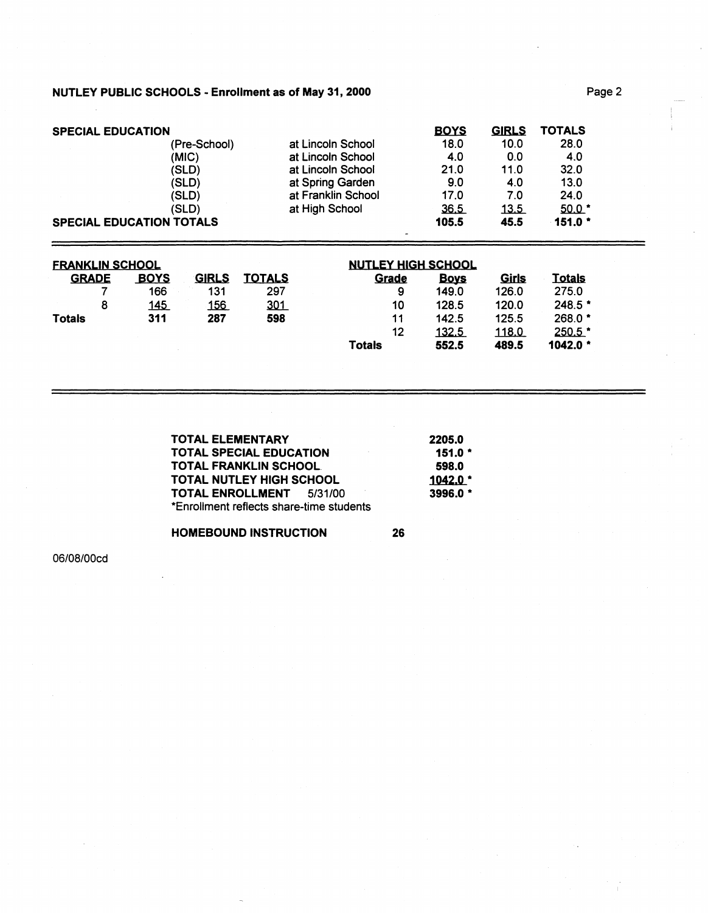## NUTLEY PUBLIC SCHOOLS - Enrollment as of May 31, 2000

| SPECIAL EDUCATION | | | BOYS | GIRLS | TOTALS |
|---|---|---|---|---|---|
| | (Pre-School) | at Lincoln School | 18.0 | 10.0 | 28.0 |
| | (MIC) | at Lincoln School | 4.0 | 0.0 | 4.0 |
| | (SLD) | at Lincoln School | 21.0 | 11.0 | 32.0 |
| | (SLD) | at Spring Garden | 9.0 | 4.0 | 13.0 |
| | (SLD) | at Franklin School | 17.0 | 7.0 | 24.0 |
| | (SLD) | at High School | 36.5 | 13.5 | 50.0 * |
| SPECIAL EDUCATION TOTALS | | | 105.5 | 45.5 | 151.0 * |

**FRANKLIN SCHOOL**

| GRADE | BOYS | GIRLS | TOTALS |
|---|---|---|---|
| 7 | 166 | 131 | 297 |
| 8 | 145 | 156 | 301 |
| **Totals** | **311** | **287** | **598** |

**NUTLEY HIGH SCHOOL**

| Grade | Boys | Girls | Totals |
|---|---|---|---|
| 9 | 149.0 | 126.0 | 275.0 |
| 10 | 128.5 | 120.0 | 248.5 * |
| 11 | 142.5 | 125.5 | 268.0 * |
| 12 | 132.5 | 118.0 | 250.5 * |
| **Totals** | **552.5** | **489.5** | **1042.0 *** |

| | |
|---|---|
| **TOTAL ELEMENTARY** | **2205.0** |
| **TOTAL SPECIAL EDUCATION** | **151.0 *** |
| **TOTAL FRANKLIN SCHOOL** | **598.0** |
| **TOTAL NUTLEY HIGH SCHOOL** | **1042.0 *** |
| **TOTAL ENROLLMENT** 5/31/00 | **3996.0 *** |

*Enrollment reflects share-time students

**HOMEBOUND INSTRUCTION** **26**

06/08/00cd